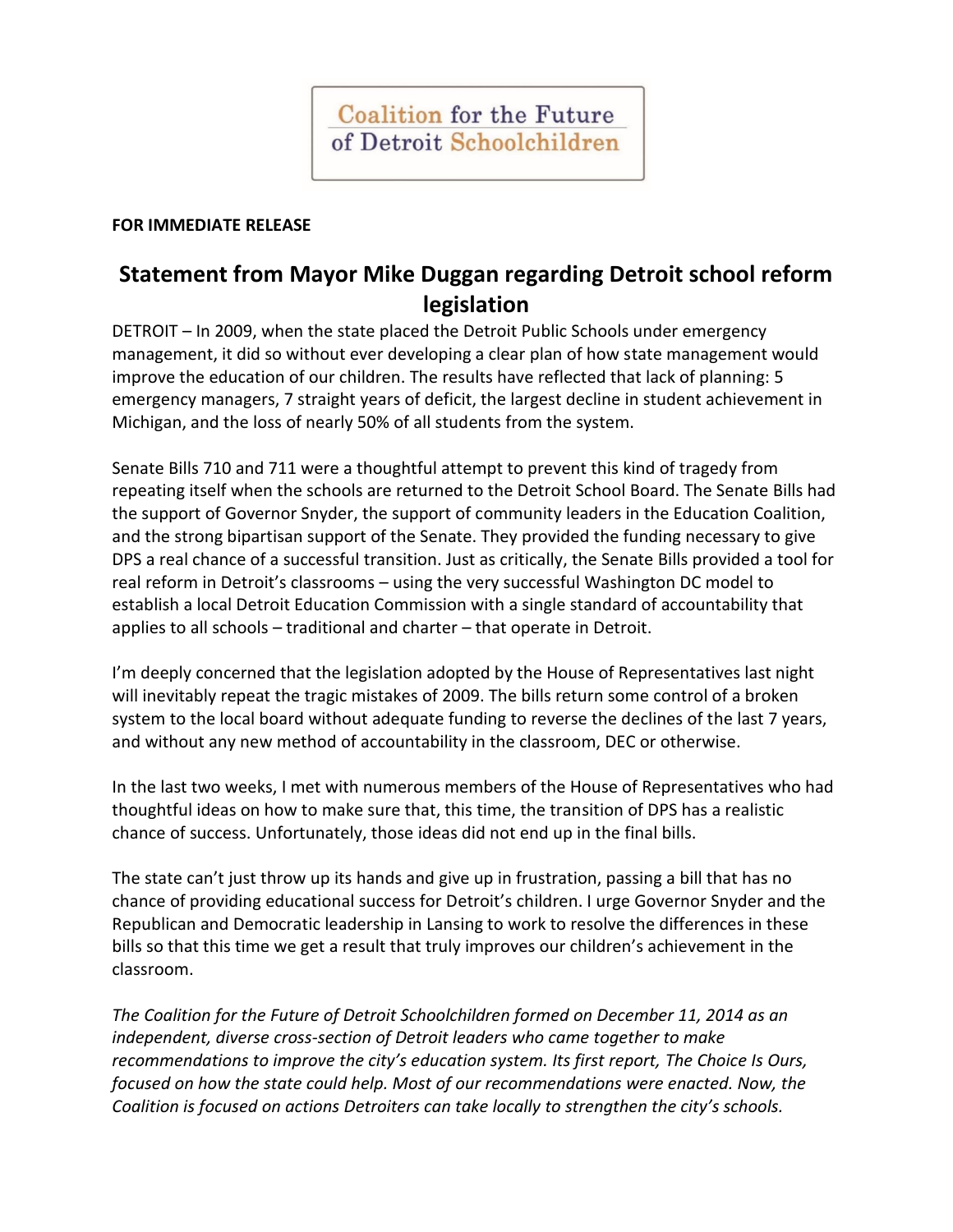Coalition for the Future of Detroit Schoolchildren

**FOR IMMEDIATE RELEASE**

# Statement from Mayor Mike Duggan regarding Detroit school reform legislation

DETROIT – In 2009, when the state placed the Detroit Public Schools under emergency management, it did so without ever developing a clear plan of how state management would improve the education of our children. The results have reflected that lack of planning: 5 emergency managers, 7 straight years of deficit, the largest decline in student achievement in Michigan, and the loss of nearly 50% of all students from the system.

Senate Bills 710 and 711 were a thoughtful attempt to prevent this kind of tragedy from repeating itself when the schools are returned to the Detroit School Board. The Senate Bills had the support of Governor Snyder, the support of community leaders in the Education Coalition, and the strong bipartisan support of the Senate. They provided the funding necessary to give DPS a real chance of a successful transition. Just as critically, the Senate Bills provided a tool for real reform in Detroit's classrooms – using the very successful Washington DC model to establish a local Detroit Education Commission with a single standard of accountability that applies to all schools – traditional and charter – that operate in Detroit.

I'm deeply concerned that the legislation adopted by the House of Representatives last night will inevitably repeat the tragic mistakes of 2009. The bills return some control of a broken system to the local board without adequate funding to reverse the declines of the last 7 years, and without any new method of accountability in the classroom, DEC or otherwise.

In the last two weeks, I met with numerous members of the House of Representatives who had thoughtful ideas on how to make sure that, this time, the transition of DPS has a realistic chance of success. Unfortunately, those ideas did not end up in the final bills.

The state can't just throw up its hands and give up in frustration, passing a bill that has no chance of providing educational success for Detroit's children. I urge Governor Snyder and the Republican and Democratic leadership in Lansing to work to resolve the differences in these bills so that this time we get a result that truly improves our children's achievement in the classroom.

*The Coalition for the Future of Detroit Schoolchildren formed on December 11, 2014 as an independent, diverse cross-section of Detroit leaders who came together to make recommendations to improve the city's education system. Its first report, The Choice Is Ours, focused on how the state could help. Most of our recommendations were enacted. Now, the Coalition is focused on actions Detroiters can take locally to strengthen the city's schools.*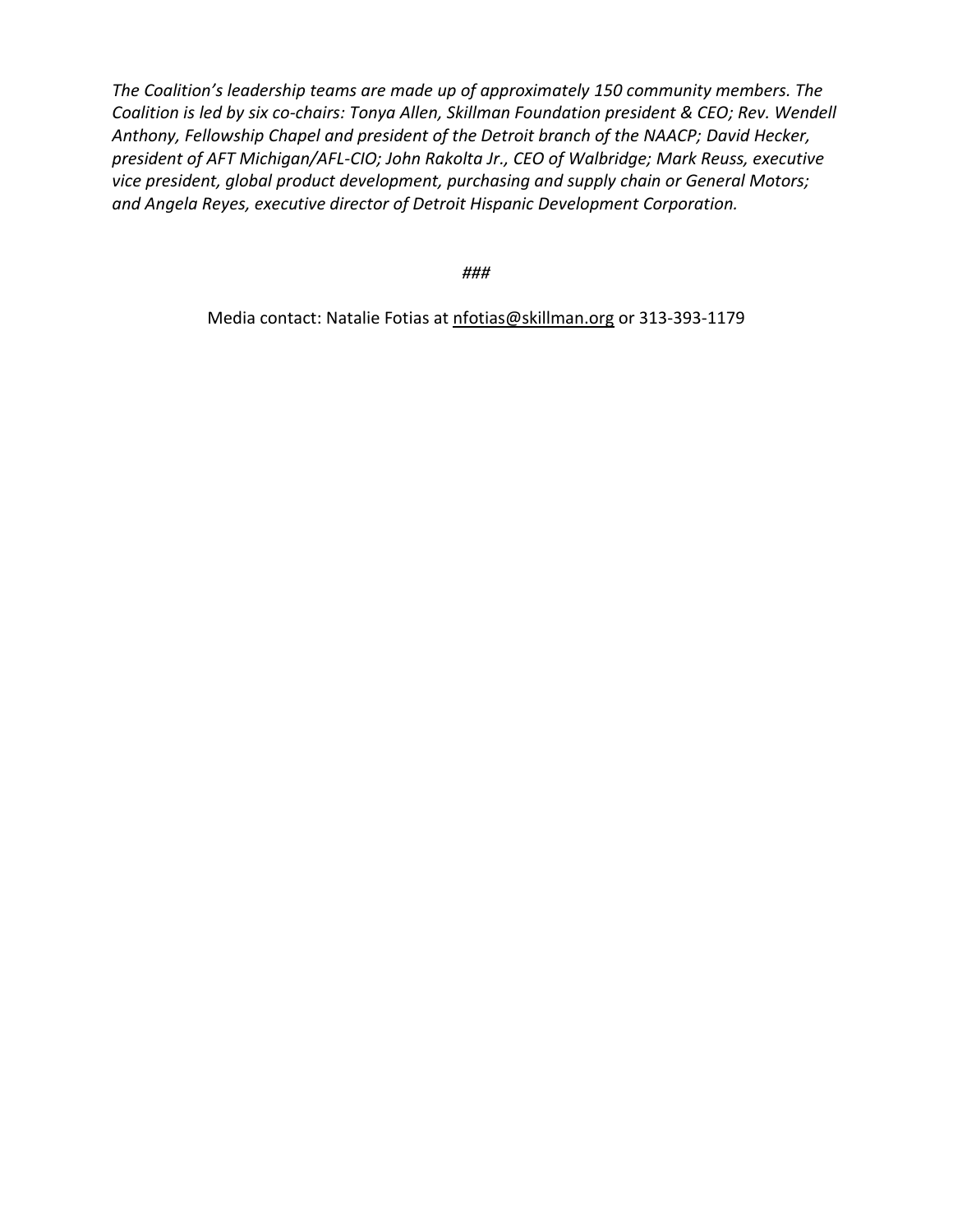*The Coalition's leadership teams are made up of approximately 150 community members. The Coalition is led by six co-chairs: Tonya Allen, Skillman Foundation president & CEO; Rev. Wendell Anthony, Fellowship Chapel and president of the Detroit branch of the NAACP; David Hecker, president of AFT Michigan/AFL-CIO; John Rakolta Jr., CEO of Walbridge; Mark Reuss, executive vice president, global product development, purchasing and supply chain or General Motors; and Angela Reyes, executive director of Detroit Hispanic Development Corporation.*

*###*

Media contact: Natalie Fotias at nfotias@skillman.org or 313-393-1179